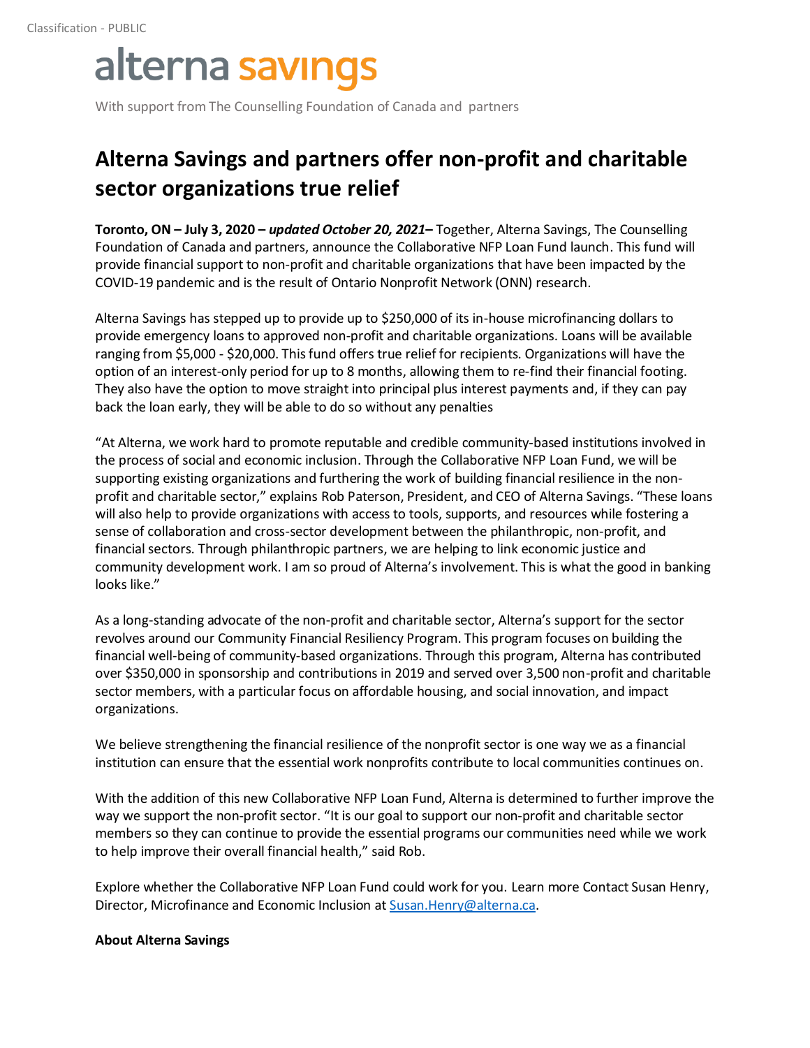Classification - PUBLIC

alterna savings

With support from The Counselling Foundation of Canada and partners

# Alterna Savings and partners offer non-profit and charitable sector organizations true relief

**Toronto, ON – July 3, 2020 – *updated October 20, 2021*–** Together, Alterna Savings, The Counselling Foundation of Canada and partners, announce the Collaborative NFP Loan Fund launch. This fund will provide financial support to non-profit and charitable organizations that have been impacted by the COVID-19 pandemic and is the result of Ontario Nonprofit Network (ONN) research.

Alterna Savings has stepped up to provide up to $250,000 of its in-house microfinancing dollars to provide emergency loans to approved non-profit and charitable organizations. Loans will be available ranging from $5,000 - $20,000. This fund offers true relief for recipients. Organizations will have the option of an interest-only period for up to 8 months, allowing them to re-find their financial footing. They also have the option to move straight into principal plus interest payments and, if they can pay back the loan early, they will be able to do so without any penalties

"At Alterna, we work hard to promote reputable and credible community-based institutions involved in the process of social and economic inclusion. Through the Collaborative NFP Loan Fund, we will be supporting existing organizations and furthering the work of building financial resilience in the non-profit and charitable sector," explains Rob Paterson, President, and CEO of Alterna Savings. "These loans will also help to provide organizations with access to tools, supports, and resources while fostering a sense of collaboration and cross-sector development between the philanthropic, non-profit, and financial sectors. Through philanthropic partners, we are helping to link economic justice and community development work. I am so proud of Alterna's involvement. This is what the good in banking looks like."

As a long-standing advocate of the non-profit and charitable sector, Alterna's support for the sector revolves around our Community Financial Resiliency Program. This program focuses on building the financial well-being of community-based organizations. Through this program, Alterna has contributed over $350,000 in sponsorship and contributions in 2019 and served over 3,500 non-profit and charitable sector members, with a particular focus on affordable housing, and social innovation, and impact organizations.

We believe strengthening the financial resilience of the nonprofit sector is one way we as a financial institution can ensure that the essential work nonprofits contribute to local communities continues on.

With the addition of this new Collaborative NFP Loan Fund, Alterna is determined to further improve the way we support the non-profit sector. "It is our goal to support our non-profit and charitable sector members so they can continue to provide the essential programs our communities need while we work to help improve their overall financial health," said Rob.

Explore whether the Collaborative NFP Loan Fund could work for you. Learn more Contact Susan Henry, Director, Microfinance and Economic Inclusion at Susan.Henry@alterna.ca.

**About Alterna Savings**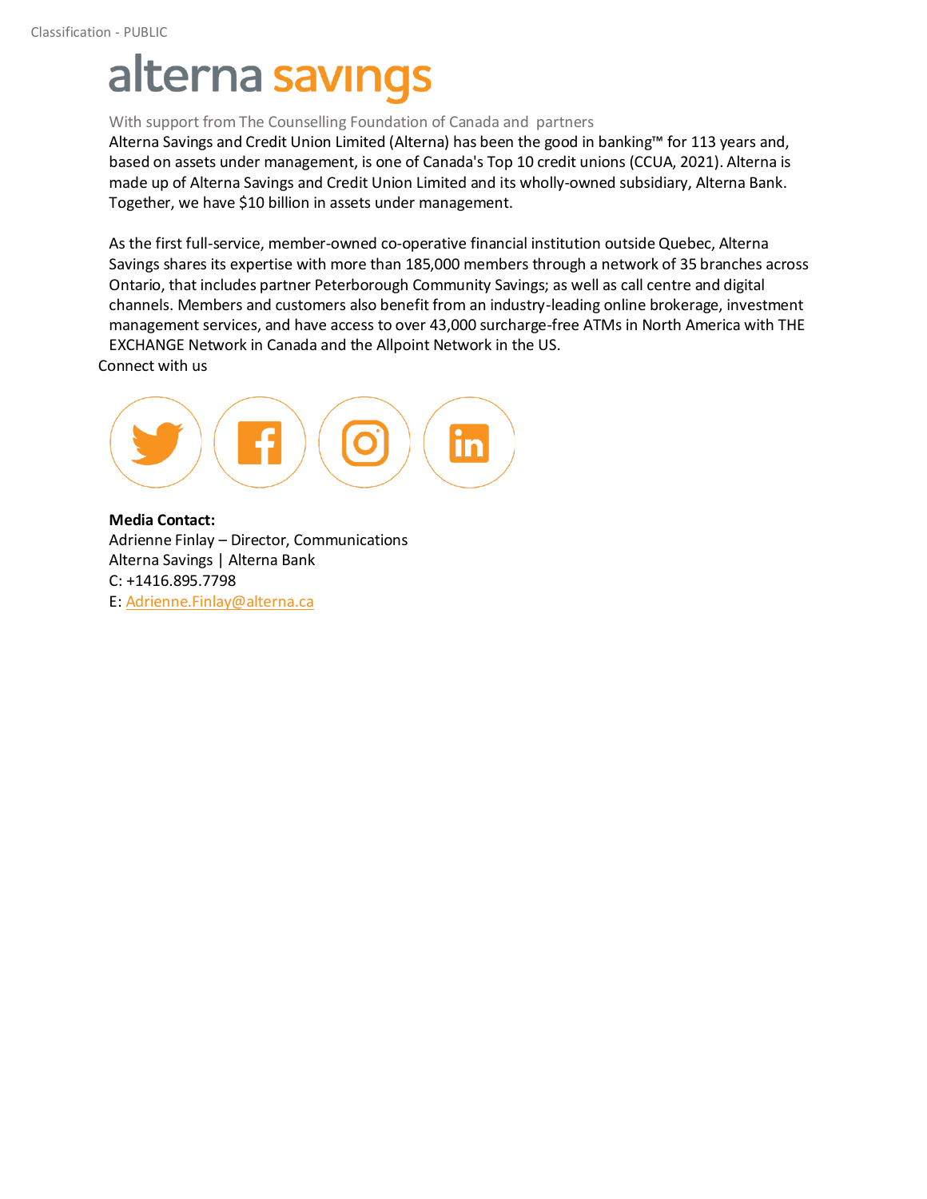Classification - PUBLIC

# alterna savings

With support from The Counselling Foundation of Canada and partners

Alterna Savings and Credit Union Limited (Alterna) has been the good in banking™ for 113 years and, based on assets under management, is one of Canada's Top 10 credit unions (CCUA, 2021). Alterna is made up of Alterna Savings and Credit Union Limited and its wholly-owned subsidiary, Alterna Bank. Together, we have $10 billion in assets under management.

As the first full-service, member-owned co-operative financial institution outside Quebec, Alterna Savings shares its expertise with more than 185,000 members through a network of 35 branches across Ontario, that includes partner Peterborough Community Savings; as well as call centre and digital channels. Members and customers also benefit from an industry-leading online brokerage, investment management services, and have access to over 43,000 surcharge-free ATMs in North America with THE EXCHANGE Network in Canada and the Allpoint Network in the US.

Connect with us

**Media Contact:**
Adrienne Finlay – Director, Communications
Alterna Savings | Alterna Bank
C: +1416.895.7798
E: Adrienne.Finlay@alterna.ca